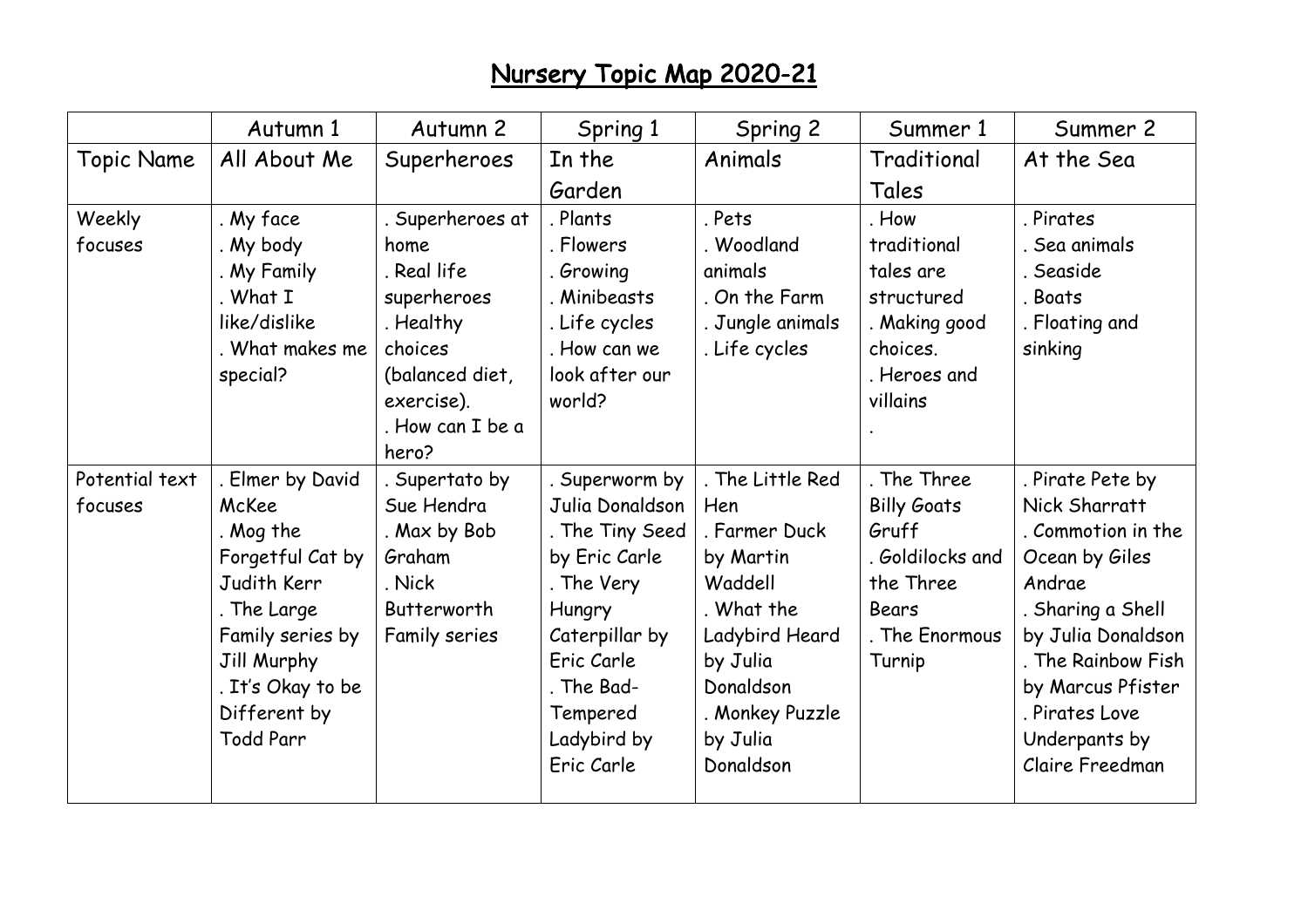# Nursery Topic Map 2020-21

| | Autumn 1 | Autumn 2 | Spring 1 | Spring 2 | Summer 1 | Summer 2 |
|---|---|---|---|---|---|---|
| Topic Name | All About Me | Superheroes | In the Garden | Animals | Traditional Tales | At the Sea |
| Weekly focuses | . My face<br>. My body<br>. My Family<br>. What I like/dislike<br>. What makes me special? | . Superheroes at home<br>. Real life superheroes<br>. Healthy choices (balanced diet, exercise).<br>. How can I be a hero? | . Plants<br>. Flowers<br>. Growing<br>. Minibeasts<br>. Life cycles<br>. How can we look after our world? | . Pets<br>. Woodland animals<br>. On the Farm<br>. Jungle animals<br>. Life cycles | . How traditional tales are structured<br>. Making good choices.<br>. Heroes and villains<br>. | . Pirates<br>. Sea animals<br>. Seaside<br>. Boats<br>. Floating and sinking |
| Potential text focuses | . Elmer by David McKee<br>. Mog the Forgetful Cat by Judith Kerr<br>. The Large Family series by Jill Murphy<br>. It's Okay to be Different by Todd Parr | . Supertato by Sue Hendra<br>. Max by Bob Graham<br>. Nick Butterworth Family series | . Superworm by Julia Donaldson<br>. The Tiny Seed by Eric Carle<br>. The Very Hungry Caterpillar by Eric Carle<br>. The Bad-Tempered Ladybird by Eric Carle | . The Little Red Hen<br>. Farmer Duck by Martin Waddell<br>. What the Ladybird Heard by Julia Donaldson<br>. Monkey Puzzle by Julia Donaldson | . The Three Billy Goats Gruff<br>. Goldilocks and the Three Bears<br>. The Enormous Turnip | . Pirate Pete by Nick Sharratt<br>. Commotion in the Ocean by Giles Andrae<br>. Sharing a Shell by Julia Donaldson<br>. The Rainbow Fish by Marcus Pfister<br>. Pirates Love Underpants by Claire Freedman |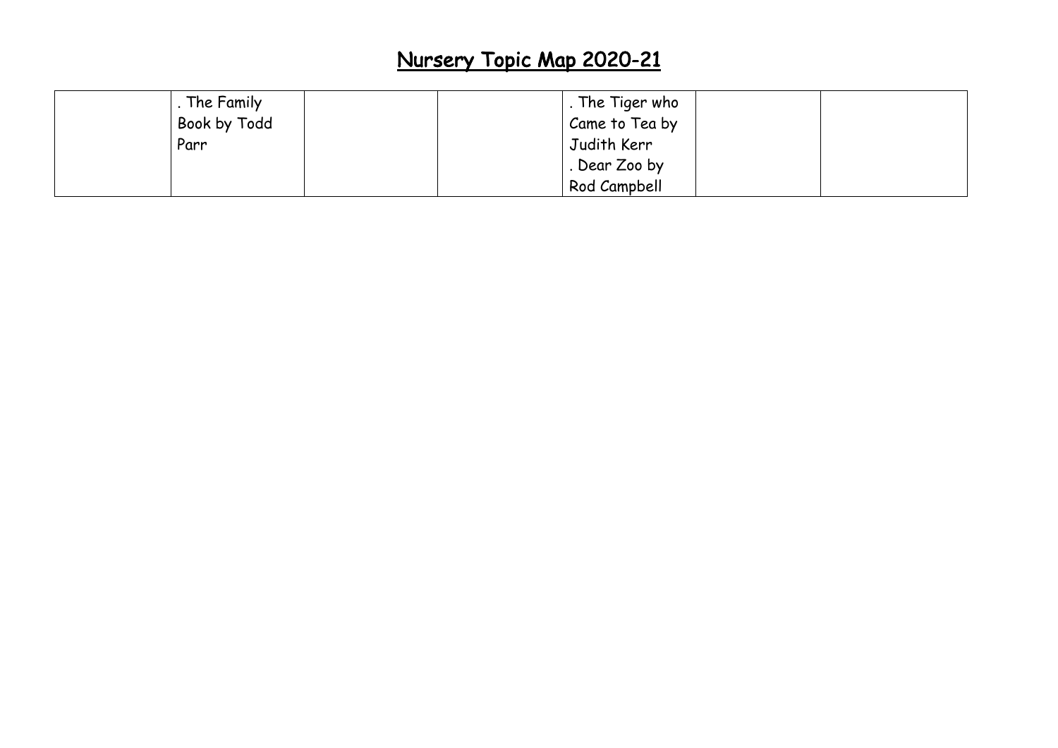# Nursery Topic Map 2020-21

| | | | | | | |
|---|---|---|---|---|---|---|
| | . The Family Book by Todd Parr | | | . The Tiger who Came to Tea by Judith Kerr<br>. Dear Zoo by Rod Campbell | | |